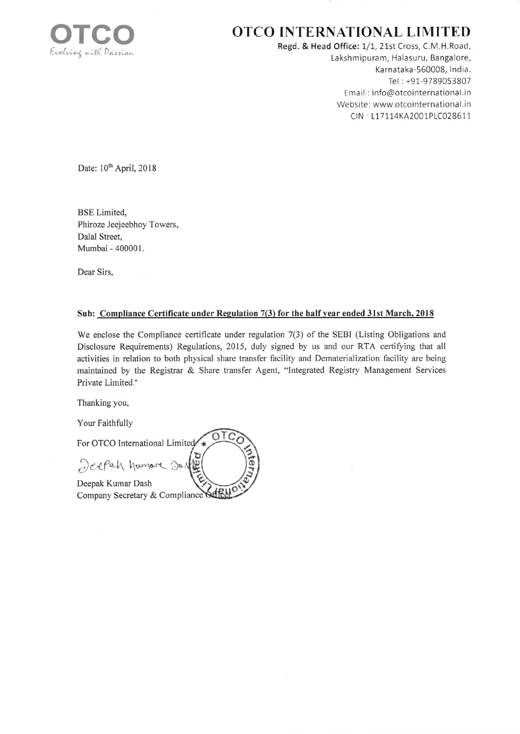# OTCO INTERNATIONAL LIMITED

OTCO
Evolving with Passion

**Regd. & Head Office:** 1/1, 21st Cross, C.M.H.Road,
Lakshmipuram, Halasuru, Bangalore,
Karnataka-560008, India.
Tel : +91-9789053807
Email : info@otcointernational.in
Website: www.otcointernational.in
CIN : L17114KA2001PLC028611

Date: 10th April, 2018

BSE Limited,
Phiroze Jeejeebhoy Towers,
Dalal Street,
Mumbai - 400001.

Dear Sirs,

**Sub: Compliance Certificate under Regulation 7(3) for the half year ended 31st March, 2018**

We enclose the Compliance certificate under regulation 7(3) of the SEBI (Listing Obligations and Disclosure Requirements) Regulations, 2015, duly signed by us and our RTA certifying that all activities in relation to both physical share transfer facility and Dematerialization facility are being maintained by the Registrar & Share transfer Agent, "Integrated Registry Management Services Private Limited."

Thanking you,

Your Faithfully

For OTCO International Limited

Deepak Kumar Dash
Company Secretary & Compliance Officer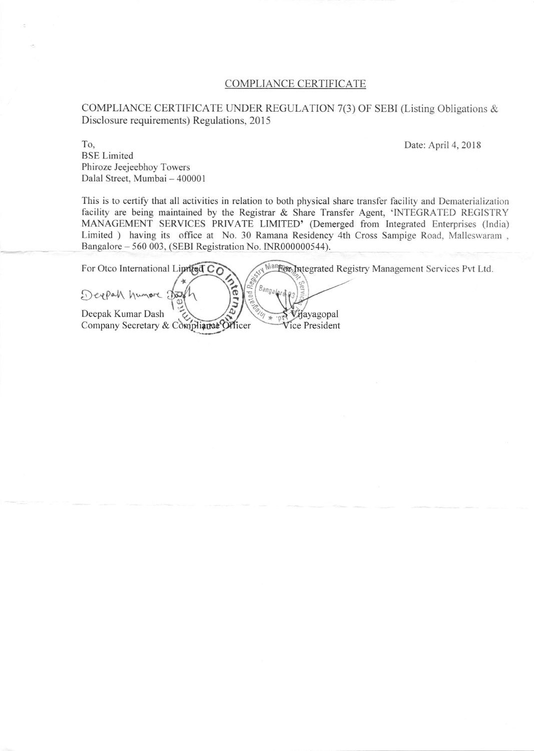# COMPLIANCE CERTIFICATE

COMPLIANCE CERTIFICATE UNDER REGULATION 7(3) OF SEBI (Listing Obligations & Disclosure requirements) Regulations, 2015

To,
BSE Limited
Phiroze Jeejeebhoy Towers
Dalal Street, Mumbai – 400001

Date: April 4, 2018

This is to certify that all activities in relation to both physical share transfer facility and Dematerialization facility are being maintained by the Registrar & Share Transfer Agent, 'INTEGRATED REGISTRY MANAGEMENT SERVICES PRIVATE LIMITED' (Demerged from Integrated Enterprises (India) Limited ) having its office at No. 30 Ramana Residency 4th Cross Sampige Road, Malleswaram , Bangalore – 560 003, (SEBI Registration No. INR000000544).

For Otco International Limited

Deepak Kumar Dash
Company Secretary & Compliance Officer

For Integrated Registry Management Services Pvt Ltd.

S Vijayagopal
Vice President